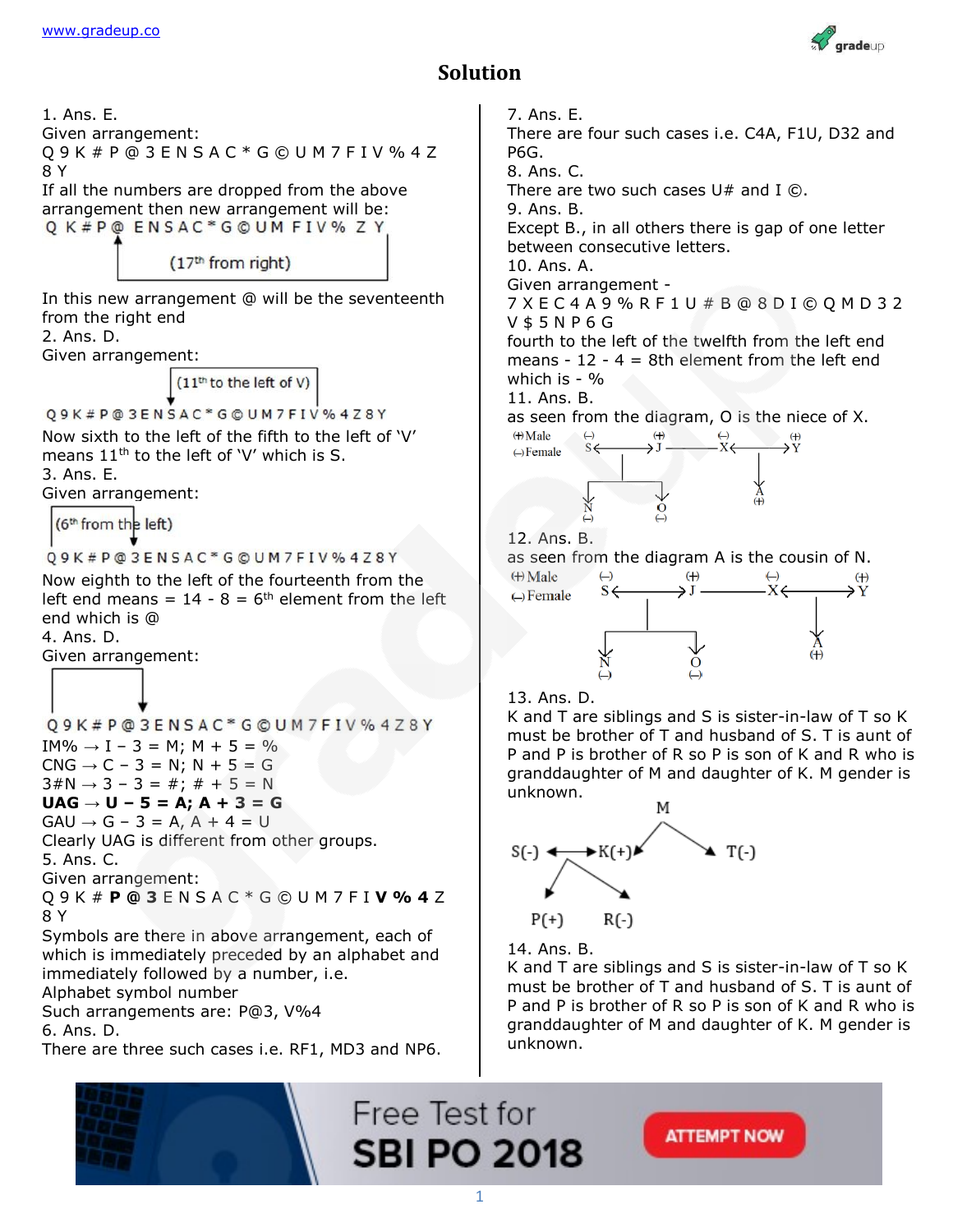# Solution

1. Ans. E.
Given arrangement:
Q 9 K # P @ 3 E N S A C * G © U M 7 F I V % 4 Z 8 Y
If all the numbers are dropped from the above arrangement then new arrangement will be:
Q K # P @ E N S A C * G © U M F I V % Z Y
($17^{th}$ from right)
In this new arrangement @ will be the seventeenth from the right end

2. Ans. D.
Given arrangement:
($11^{th}$ to the left of V)
Q 9 K # P @ 3 E N S A C * G © U M 7 F I V % 4 Z 8 Y
Now sixth to the left of the fifth to the left of 'V' means $11^{th}$ to the left of 'V' which is S.

3. Ans. E.
Given arrangement:
($6^{th}$ from the left)
Q 9 K # P @ 3 E N S A C * G © U M 7 F I V % 4 Z 8 Y
Now eighth to the left of the fourteenth from the left end means = 14 - 8 = $6^{th}$ element from the left end which is @

4. Ans. D.
Given arrangement:
Q 9 K # P @ 3 E N S A C * G © U M 7 F I V % 4 Z 8 Y
IM% → I – 3 = M; M + 5 = %
CNG → C – 3 = N; N + 5 = G
3#N → 3 – 3 = #; # + 5 = N
**UAG → U – 5 = A; A + 3 = G**
GAU → G – 3 = A, A + 4 = U
Clearly UAG is different from other groups.

5. Ans. C.
Given arrangement:
Q 9 K # **P @ 3** E N S A C * G © U M 7 F I **V % 4** Z 8 Y
Symbols are there in above arrangement, each of which is immediately preceded by an alphabet and immediately followed by a number, i.e.
Alphabet symbol number
Such arrangements are: P@3, V%4

6. Ans. D.
There are three such cases i.e. RF1, MD3 and NP6.

7. Ans. E.
There are four such cases i.e. C4A, F1U, D32 and P6G.

8. Ans. C.
There are two such cases U# and I ©.

9. Ans. B.
Except B., in all others there is gap of one letter between consecutive letters.

10. Ans. A.
Given arrangement -
7 X E C 4 A 9 % R F 1 U # B @ 8 D I © Q M D 3 2 V $ 5 N P 6 G
fourth to the left of the twelfth from the left end means - 12 - 4 = 8th element from the left end which is - %

11. Ans. B.
as seen from the diagram, O is the niece of X.

(+) Male
(-) Female
S(-) ↔ J(+) — X(-) ↔ Y(+)
Children of S and J: N(-), O(-); Child of X and Y: A(+)

12. Ans. B.
as seen from the diagram A is the cousin of N.

(+) Male
(-) Female
S(-) ↔ J(+) — X(-) ↔ Y(+)
Children of S and J: N(-), O(-); Child of X and Y: A(+)

13. Ans. D.
K and T are siblings and S is sister-in-law of T so K must be brother of T and husband of S. T is aunt of P and P is brother of R so P is son of K and R who is granddaughter of M and daughter of K. M gender is unknown.

M
S(-) ↔ K(+)   T(-)
P(+)   R(-)

14. Ans. B.
K and T are siblings and S is sister-in-law of T so K must be brother of T and husband of S. T is aunt of P and P is brother of R so P is son of K and R who is granddaughter of M and daughter of K. M gender is unknown.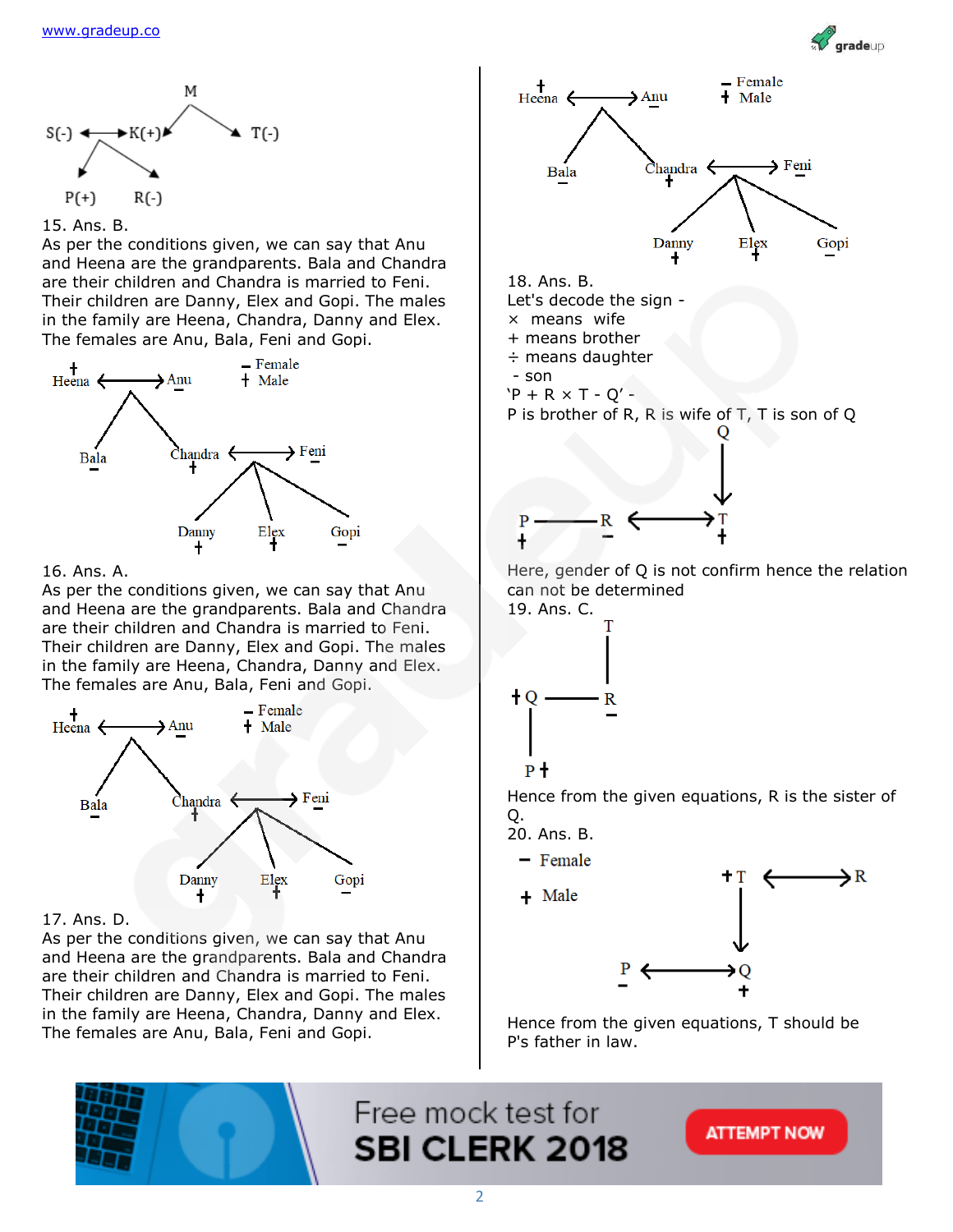15. Ans. B.

As per the conditions given, we can say that Anu and Heena are the grandparents. Bala and Chandra are their children and Chandra is married to Feni. Their children are Danny, Elex and Gopi. The males in the family are Heena, Chandra, Danny and Elex. The females are Anu, Bala, Feni and Gopi.

16. Ans. A.

As per the conditions given, we can say that Anu and Heena are the grandparents. Bala and Chandra are their children and Chandra is married to Feni. Their children are Danny, Elex and Gopi. The males in the family are Heena, Chandra, Danny and Elex. The females are Anu, Bala, Feni and Gopi.

17. Ans. D.

As per the conditions given, we can say that Anu and Heena are the grandparents. Bala and Chandra are their children and Chandra is married to Feni. Their children are Danny, Elex and Gopi. The males in the family are Heena, Chandra, Danny and Elex. The females are Anu, Bala, Feni and Gopi.

18. Ans. B.

Let's decode the sign -

× means wife

+ means brother

÷ means daughter

- son

'P + R × T - Q' -

P is brother of R, R is wife of T, T is son of Q

Here, gender of Q is not confirm hence the relation can not be determined

19. Ans. C.

Hence from the given equations, R is the sister of Q.

20. Ans. B.

Hence from the given equations, T should be P's father in law.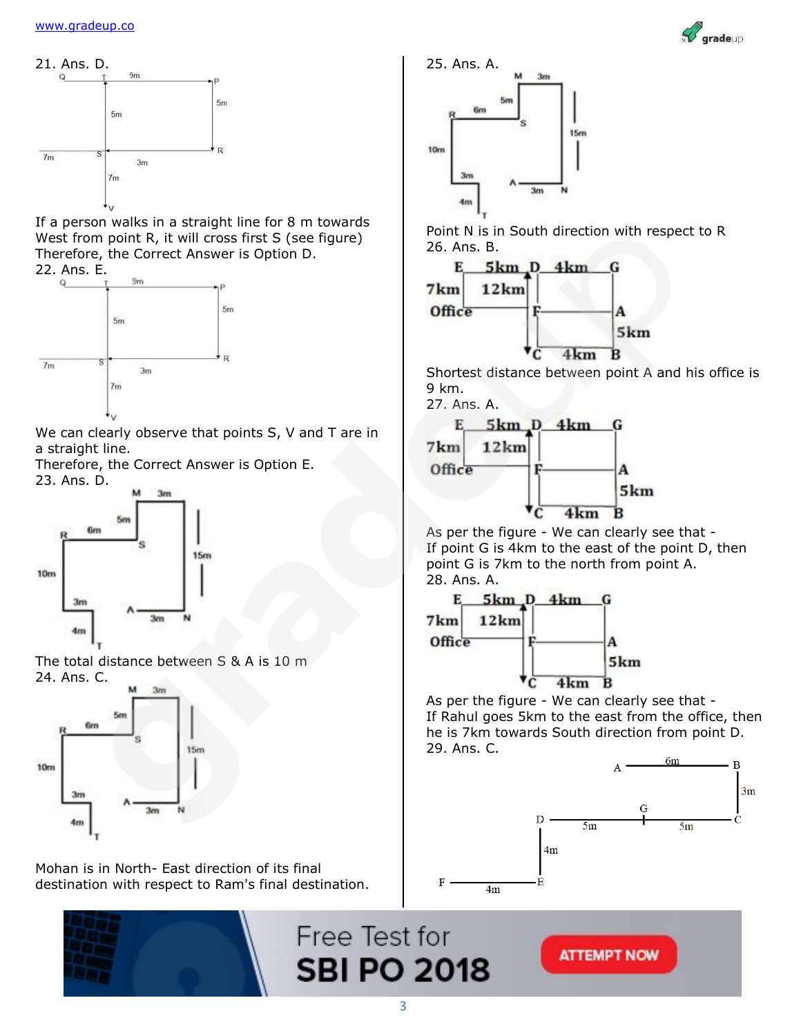21. Ans. D.

If a person walks in a straight line for 8 m towards West from point R, it will cross first S (see figure)
Therefore, the Correct Answer is Option D.

22. Ans. E.

We can clearly observe that points S, V and T are in a straight line.
Therefore, the Correct Answer is Option E.

23. Ans. D.

The total distance between S & A is 10 m

24. Ans. C.

Mohan is in North- East direction of its final destination with respect to Ram's final destination.

25. Ans. A.

Point N is in South direction with respect to R

26. Ans. B.

Shortest distance between point A and his office is 9 km.

27. Ans. A.

As per the figure - We can clearly see that -
If point G is 4km to the east of the point D, then point G is 7km to the north from point A.

28. Ans. A.

As per the figure - We can clearly see that -
If Rahul goes 5km to the east from the office, then he is 7km towards South direction from point D.

29. Ans. C.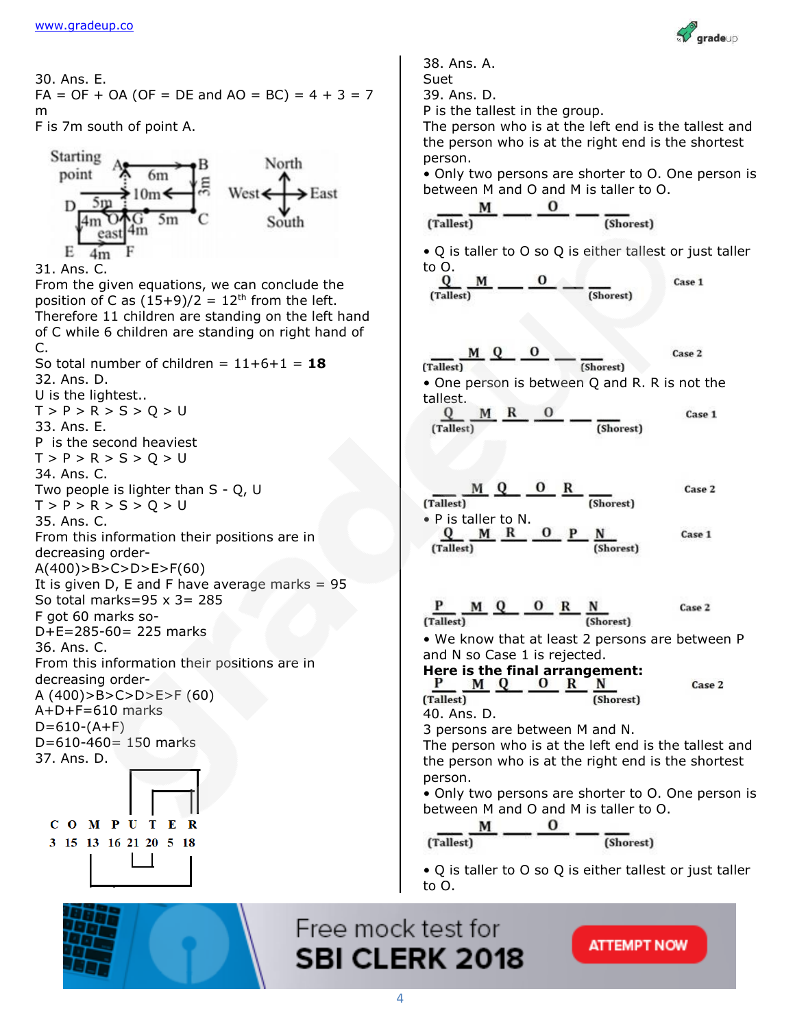30. Ans. E.

FA = OF + OA (OF = DE and AO = BC) = 4 + 3 = 7 m

F is 7m south of point A.

31. Ans. C.

From the given equations, we can conclude the position of C as (15+9)/2 = 12[th] from the left.

Therefore 11 children are standing on the left hand of C while 6 children are standing on right hand of C.

So total number of children = 11+6+1 = **18**

32. Ans. D.

U is the lightest..

T > P > R > S > Q > U

33. Ans. E.

P is the second heaviest

T > P > R > S > Q > U

34. Ans. C.

Two people is lighter than S - Q, U

T > P > R > S > Q > U

35. Ans. C.

From this information their positions are in decreasing order-

A(400)>B>C>D>E>F(60)

It is given D, E and F have average marks = 95

So total marks=95 x 3= 285

F got 60 marks so-

D+E=285-60= 225 marks

36. Ans. C.

From this information their positions are in decreasing order-

A (400)>B>C>D>E>F (60)

A+D+F=610 marks

D=610-(A+F)

D=610-460= 150 marks

37. Ans. D.

C O M P U T E R

3 15 13 16 21 20 5 18

38. Ans. A.

Suet

39. Ans. D.

P is the tallest in the group.

The person who is at the left end is the tallest and the person who is at the right end is the shortest person.

• Only two persons are shorter to O. One person is between M and O and M is taller to O.

_ M _ O _ _ (Tallest) ... (Shortest)

• Q is taller to O so Q is either tallest or just taller to O.

Q M _ O _ _ (Tallest) ... (Shortest) Case 1

_ M Q O _ _ (Tallest) ... (Shortest) Case 2

• One person is between Q and R. R is not the tallest.

Q M R O _ _ (Tallest) ... (Shortest) Case 1

_ M Q O R _ (Tallest) ... (Shortest) Case 2

• P is taller to N.

Q M R O P N (Tallest) ... (Shortest) Case 1

P M Q O R N (Tallest) ... (Shortest) Case 2

• We know that at least 2 persons are between P and N so Case 1 is rejected.

**Here is the final arrangement:**

P M Q O R N (Tallest) ... (Shortest) Case 2

40. Ans. D.

3 persons are between M and N.

The person who is at the left end is the tallest and the person who is at the right end is the shortest person.

• Only two persons are shorter to O. One person is between M and O and M is taller to O.

_ M _ O _ _ (Tallest) ... (Shortest)

• Q is taller to O so Q is either tallest or just taller to O.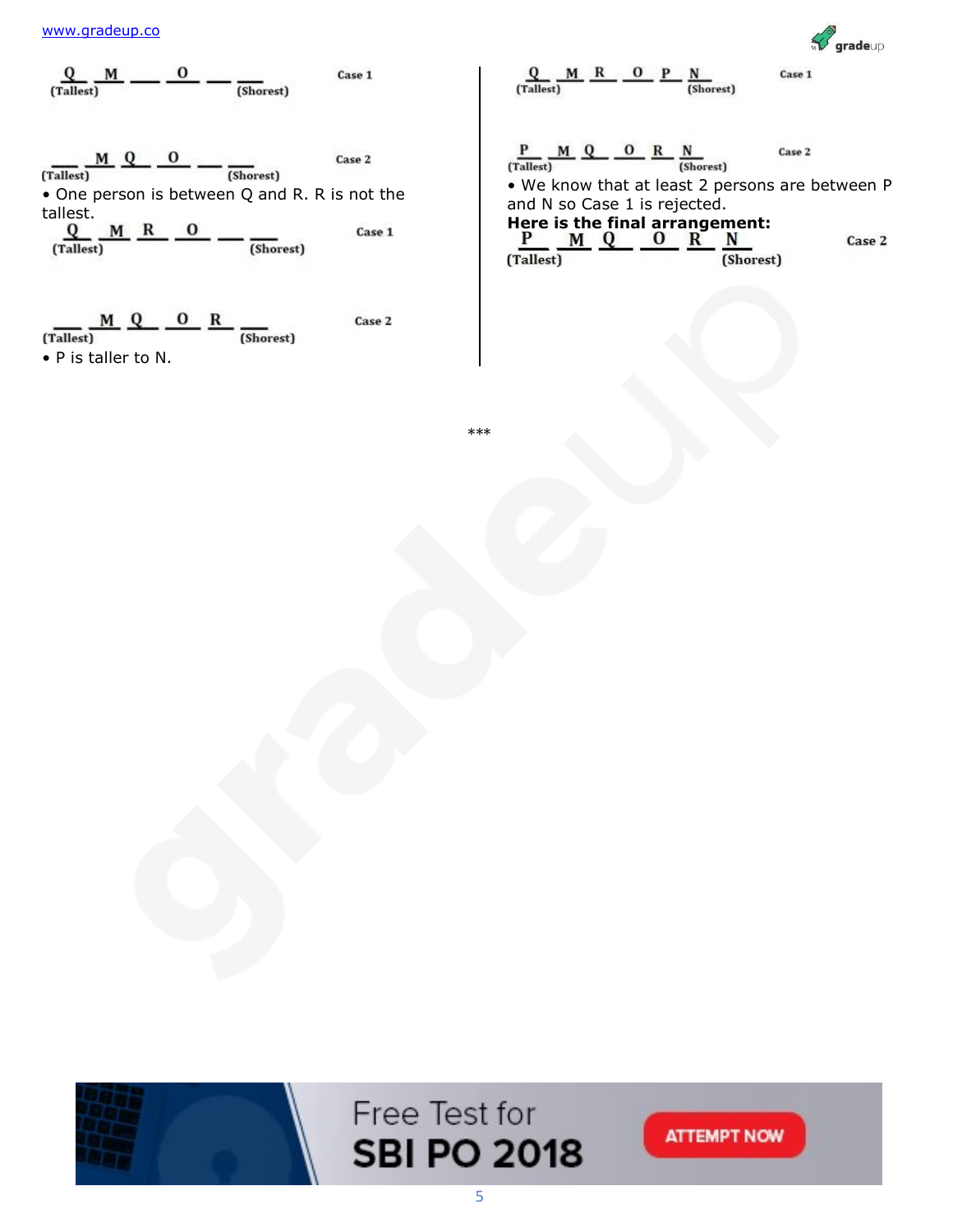Q M ___ O ___ ___
(Tallest) (Shorest) Case 1

___ M Q O ___ ___
(Tallest) (Shorest) Case 2

• One person is between Q and R. R is not the tallest.

Q M R O ___ ___
(Tallest) (Shorest) Case 1

___ M Q O R ___
(Tallest) (Shorest) Case 2

• P is taller to N.

Q M R O P N
(Tallest) (Shorest) Case 1

P M Q O R N
(Tallest) (Shorest) Case 2

• We know that at least 2 persons are between P and N so Case 1 is rejected.

**Here is the final arrangement:**

P M Q O R N
(Tallest) (Shorest) Case 2

***